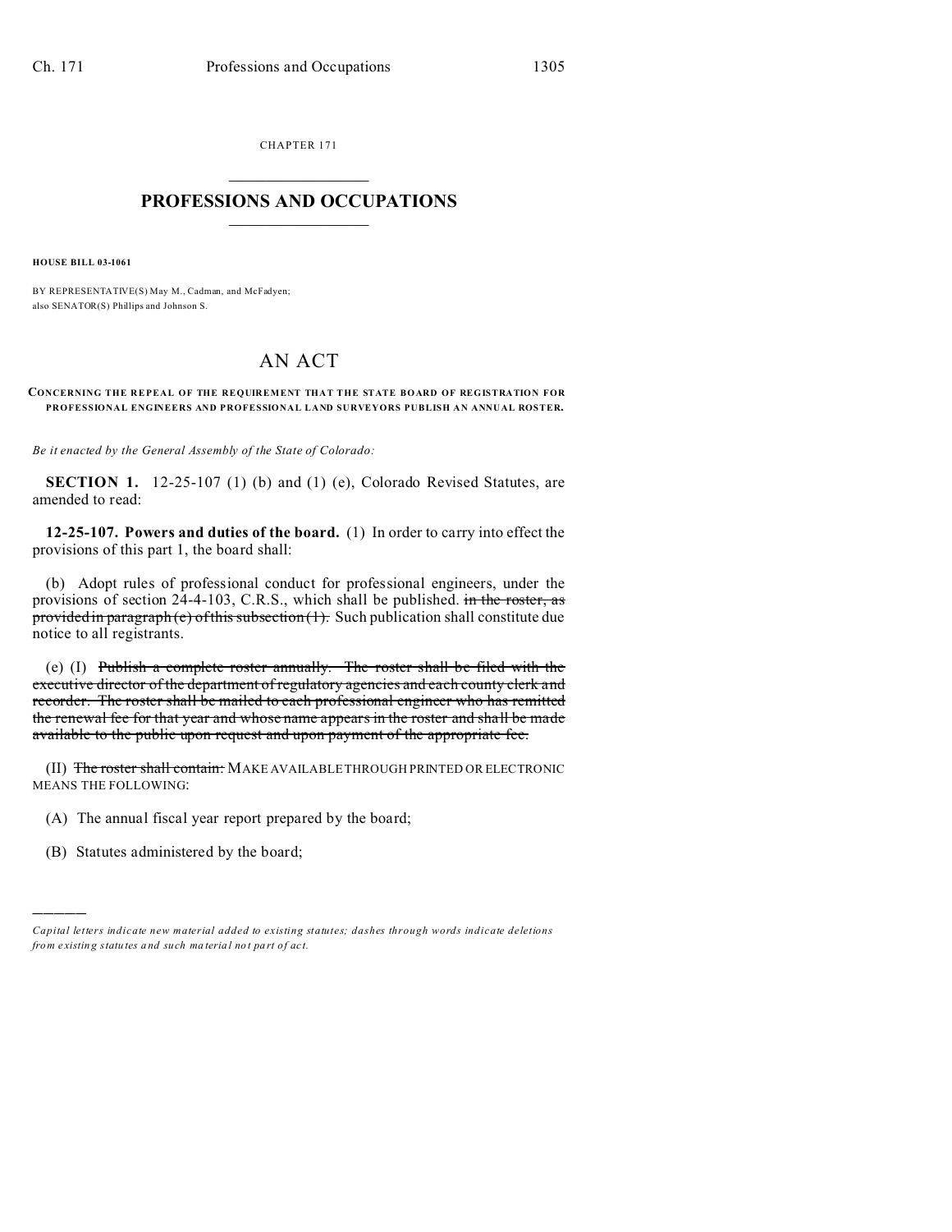CHAPTER 171

# PROFESSIONS AND OCCUPATIONS

**HOUSE BILL 03-1061**

BY REPRESENTATIVE(S) May M., Cadman, and McFadyen;
also SENATOR(S) Phillips and Johnson S.

# AN ACT

**CONCERNING THE REPEAL OF THE REQUIREMENT THAT THE STATE BOARD OF REGISTRATION FOR PROFESSIONAL ENGINEERS AND PROFESSIONAL LAND SURVEYORS PUBLISH AN ANNUAL ROSTER.**

*Be it enacted by the General Assembly of the State of Colorado:*

**SECTION 1.** 12-25-107 (1) (b) and (1) (e), Colorado Revised Statutes, are amended to read:

**12-25-107. Powers and duties of the board.** (1) In order to carry into effect the provisions of this part 1, the board shall:

(b) Adopt rules of professional conduct for professional engineers, under the provisions of section 24-4-103, C.R.S., which shall be published. ~~in the roster, as provided in paragraph (e) of this subsection (1).~~ Such publication shall constitute due notice to all registrants.

(e) (I) ~~Publish a complete roster annually. The roster shall be filed with the executive director of the department of regulatory agencies and each county clerk and recorder. The roster shall be mailed to each professional engineer who has remitted the renewal fee for that year and whose name appears in the roster and shall be made available to the public upon request and upon payment of the appropriate fee.~~

(II) ~~The roster shall contain:~~ MAKE AVAILABLE THROUGH PRINTED OR ELECTRONIC MEANS THE FOLLOWING:

(A) The annual fiscal year report prepared by the board;

(B) Statutes administered by the board;

*Capital letters indicate new material added to existing statutes; dashes through words indicate deletions from existing statutes and such material not part of act.*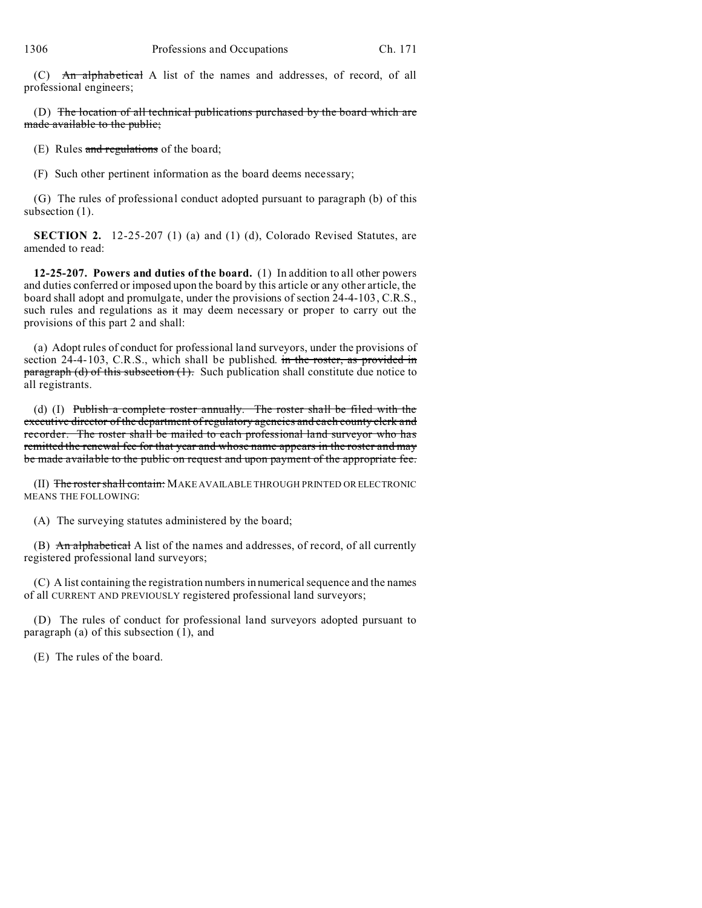(C) ~~An alphabetical~~ A list of the names and addresses, of record, of all professional engineers;

(D) ~~The location of all technical publications purchased by the board which are made available to the public;~~

(E) Rules ~~and regulations~~ of the board;

(F) Such other pertinent information as the board deems necessary;

(G) The rules of professional conduct adopted pursuant to paragraph (b) of this subsection (1).

**SECTION 2.** 12-25-207 (1) (a) and (1) (d), Colorado Revised Statutes, are amended to read:

**12-25-207. Powers and duties of the board.** (1) In addition to all other powers and duties conferred or imposed upon the board by this article or any other article, the board shall adopt and promulgate, under the provisions of section 24-4-103, C.R.S., such rules and regulations as it may deem necessary or proper to carry out the provisions of this part 2 and shall:

(a) Adopt rules of conduct for professional land surveyors, under the provisions of section 24-4-103, C.R.S., which shall be published. ~~in the roster, as provided in paragraph (d) of this subsection (1).~~ Such publication shall constitute due notice to all registrants.

(d) (I) ~~Publish a complete roster annually. The roster shall be filed with the executive director of the department of regulatory agencies and each county clerk and recorder. The roster shall be mailed to each professional land surveyor who has remitted the renewal fee for that year and whose name appears in the roster and may be made available to the public on request and upon payment of the appropriate fee.~~

(II) ~~The roster shall contain:~~ MAKE AVAILABLE THROUGH PRINTED OR ELECTRONIC MEANS THE FOLLOWING:

(A) The surveying statutes administered by the board;

(B) ~~An alphabetical~~ A list of the names and addresses, of record, of all currently registered professional land surveyors;

(C) A list containing the registration numbers in numerical sequence and the names of all CURRENT AND PREVIOUSLY registered professional land surveyors;

(D) The rules of conduct for professional land surveyors adopted pursuant to paragraph (a) of this subsection (1), and

(E) The rules of the board.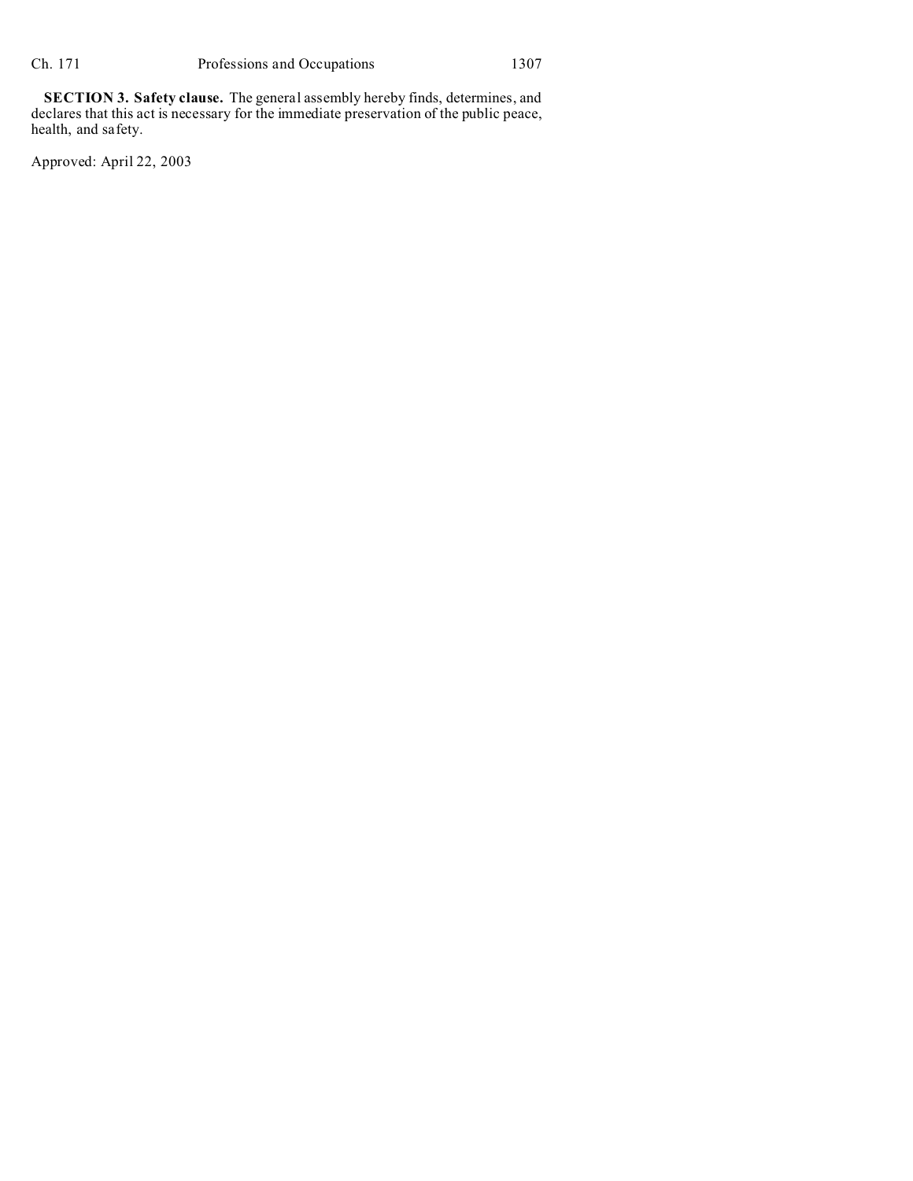**SECTION 3. Safety clause.** The general assembly hereby finds, determines, and declares that this act is necessary for the immediate preservation of the public peace, health, and safety.

Approved: April 22, 2003